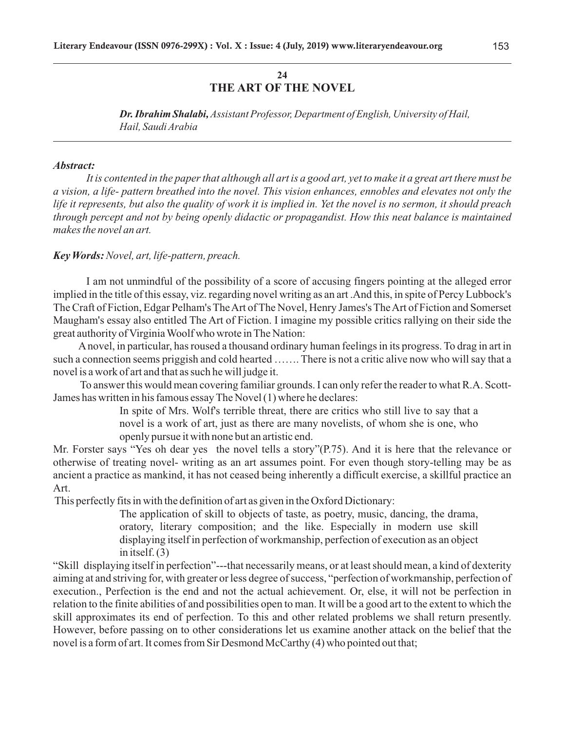## 24
# THE ART OF THE NOVEL

***Dr. Ibrahim Shalabi,*** *Assistant Professor, Department of English, University of Hail, Hail, Saudi Arabia*

---

***Abstract:***

*It is contented in the paper that although all art is a good art, yet to make it a great art there must be a vision, a life- pattern breathed into the novel. This vision enhances, ennobles and elevates not only the life it represents, but also the quality of work it is implied in. Yet the novel is no sermon, it should preach through percept and not by being openly didactic or propagandist. How this neat balance is maintained makes the novel an art.*

***Key Words:*** *Novel, art, life-pattern, preach.*

I am not unmindful of the possibility of a score of accusing fingers pointing at the alleged error implied in the title of this essay, viz. regarding novel writing as an art .And this, in spite of Percy Lubbock's The Craft of Fiction, Edgar Pelham's The Art of The Novel, Henry James's The Art of Fiction and Somerset Maugham's essay also entitled The Art of Fiction. I imagine my possible critics rallying on their side the great authority of Virginia Woolf who wrote in The Nation:

A novel, in particular, has roused a thousand ordinary human feelings in its progress. To drag in art in such a connection seems priggish and cold hearted ……. There is not a critic alive now who will say that a novel is a work of art and that as such he will judge it.

To answer this would mean covering familiar grounds. I can only refer the reader to what R.A. Scott-James has written in his famous essay The Novel (1) where he declares:

> In spite of Mrs. Wolf's terrible threat, there are critics who still live to say that a novel is a work of art, just as there are many novelists, of whom she is one, who openly pursue it with none but an artistic end.

Mr. Forster says "Yes oh dear yes the novel tells a story"(P.75). And it is here that the relevance or otherwise of treating novel- writing as an art assumes point. For even though story-telling may be as ancient a practice as mankind, it has not ceased being inherently a difficult exercise, a skillful practice an Art.

This perfectly fits in with the definition of art as given in the Oxford Dictionary:

> The application of skill to objects of taste, as poetry, music, dancing, the drama, oratory, literary composition; and the like. Especially in modern use skill displaying itself in perfection of workmanship, perfection of execution as an object in itself. (3)

"Skill displaying itself in perfection"---that necessarily means, or at least should mean, a kind of dexterity aiming at and striving for, with greater or less degree of success, "perfection of workmanship, perfection of execution., Perfection is the end and not the actual achievement. Or, else, it will not be perfection in relation to the finite abilities of and possibilities open to man. It will be a good art to the extent to which the skill approximates its end of perfection. To this and other related problems we shall return presently. However, before passing on to other considerations let us examine another attack on the belief that the novel is a form of art. It comes from Sir Desmond McCarthy (4) who pointed out that;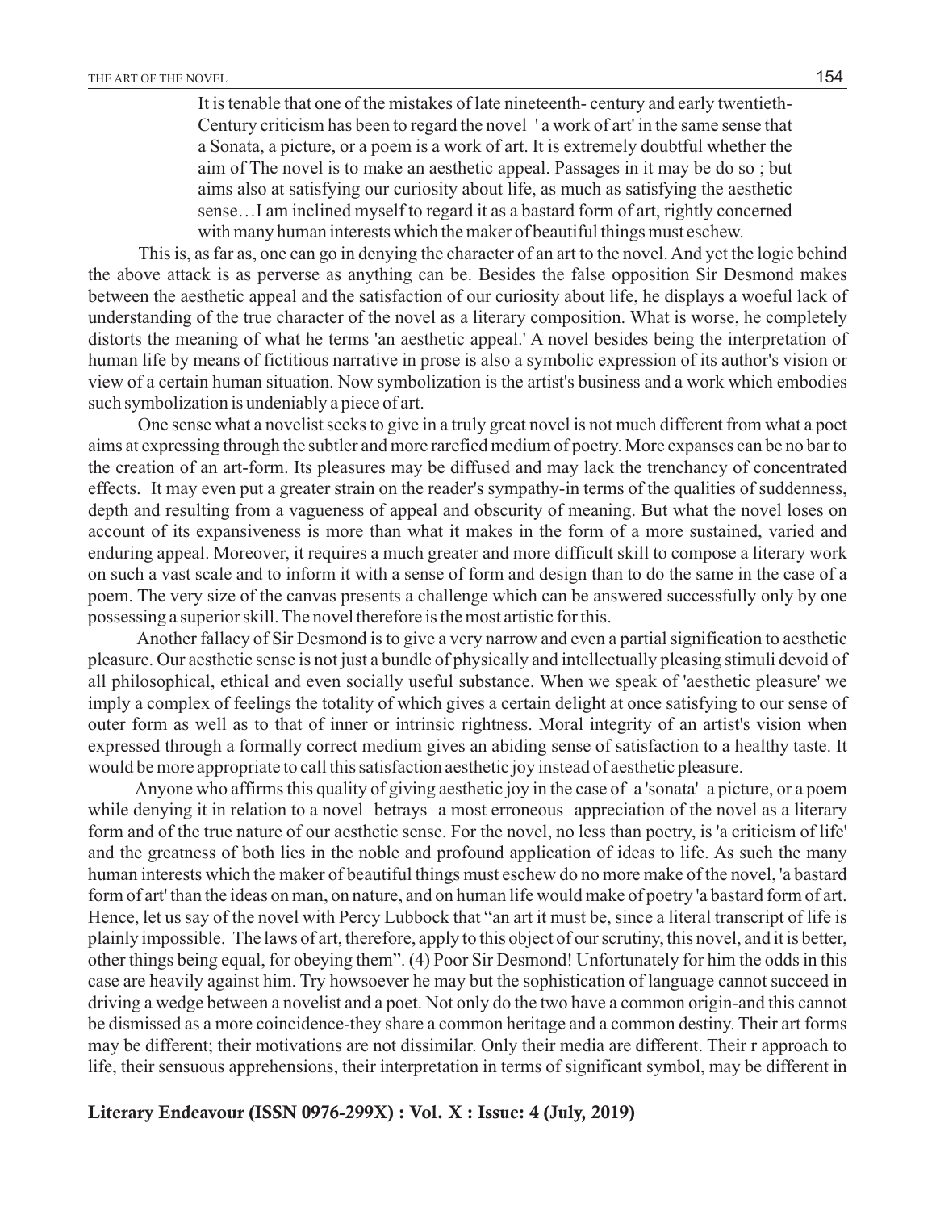> It is tenable that one of the mistakes of late nineteenth- century and early twentieth-Century criticism has been to regard the novel ' a work of art' in the same sense that a Sonata, a picture, or a poem is a work of art. It is extremely doubtful whether the aim of The novel is to make an aesthetic appeal. Passages in it may be do so ; but aims also at satisfying our curiosity about life, as much as satisfying the aesthetic sense…I am inclined myself to regard it as a bastard form of art, rightly concerned with many human interests which the maker of beautiful things must eschew.

This is, as far as, one can go in denying the character of an art to the novel. And yet the logic behind the above attack is as perverse as anything can be. Besides the false opposition Sir Desmond makes between the aesthetic appeal and the satisfaction of our curiosity about life, he displays a woeful lack of understanding of the true character of the novel as a literary composition. What is worse, he completely distorts the meaning of what he terms 'an aesthetic appeal.' A novel besides being the interpretation of human life by means of fictitious narrative in prose is also a symbolic expression of its author's vision or view of a certain human situation. Now symbolization is the artist's business and a work which embodies such symbolization is undeniably a piece of art.

One sense what a novelist seeks to give in a truly great novel is not much different from what a poet aims at expressing through the subtler and more rarefied medium of poetry. More expanses can be no bar to the creation of an art-form. Its pleasures may be diffused and may lack the trenchancy of concentrated effects. It may even put a greater strain on the reader's sympathy-in terms of the qualities of suddenness, depth and resulting from a vagueness of appeal and obscurity of meaning. But what the novel loses on account of its expansiveness is more than what it makes in the form of a more sustained, varied and enduring appeal. Moreover, it requires a much greater and more difficult skill to compose a literary work on such a vast scale and to inform it with a sense of form and design than to do the same in the case of a poem. The very size of the canvas presents a challenge which can be answered successfully only by one possessing a superior skill. The novel therefore is the most artistic for this.

Another fallacy of Sir Desmond is to give a very narrow and even a partial signification to aesthetic pleasure. Our aesthetic sense is not just a bundle of physically and intellectually pleasing stimuli devoid of all philosophical, ethical and even socially useful substance. When we speak of 'aesthetic pleasure' we imply a complex of feelings the totality of which gives a certain delight at once satisfying to our sense of outer form as well as to that of inner or intrinsic rightness. Moral integrity of an artist's vision when expressed through a formally correct medium gives an abiding sense of satisfaction to a healthy taste. It would be more appropriate to call this satisfaction aesthetic joy instead of aesthetic pleasure.

Anyone who affirms this quality of giving aesthetic joy in the case of a 'sonata' a picture, or a poem while denying it in relation to a novel betrays a most erroneous appreciation of the novel as a literary form and of the true nature of our aesthetic sense. For the novel, no less than poetry, is 'a criticism of life' and the greatness of both lies in the noble and profound application of ideas to life. As such the many human interests which the maker of beautiful things must eschew do no more make of the novel, 'a bastard form of art' than the ideas on man, on nature, and on human life would make of poetry 'a bastard form of art. Hence, let us say of the novel with Percy Lubbock that "an art it must be, since a literal transcript of life is plainly impossible. The laws of art, therefore, apply to this object of our scrutiny, this novel, and it is better, other things being equal, for obeying them". (4) Poor Sir Desmond! Unfortunately for him the odds in this case are heavily against him. Try howsoever he may but the sophistication of language cannot succeed in driving a wedge between a novelist and a poet. Not only do the two have a common origin-and this cannot be dismissed as a more coincidence-they share a common heritage and a common destiny. Their art forms may be different; their motivations are not dissimilar. Only their media are different. Their r approach to life, their sensuous apprehensions, their interpretation in terms of significant symbol, may be different in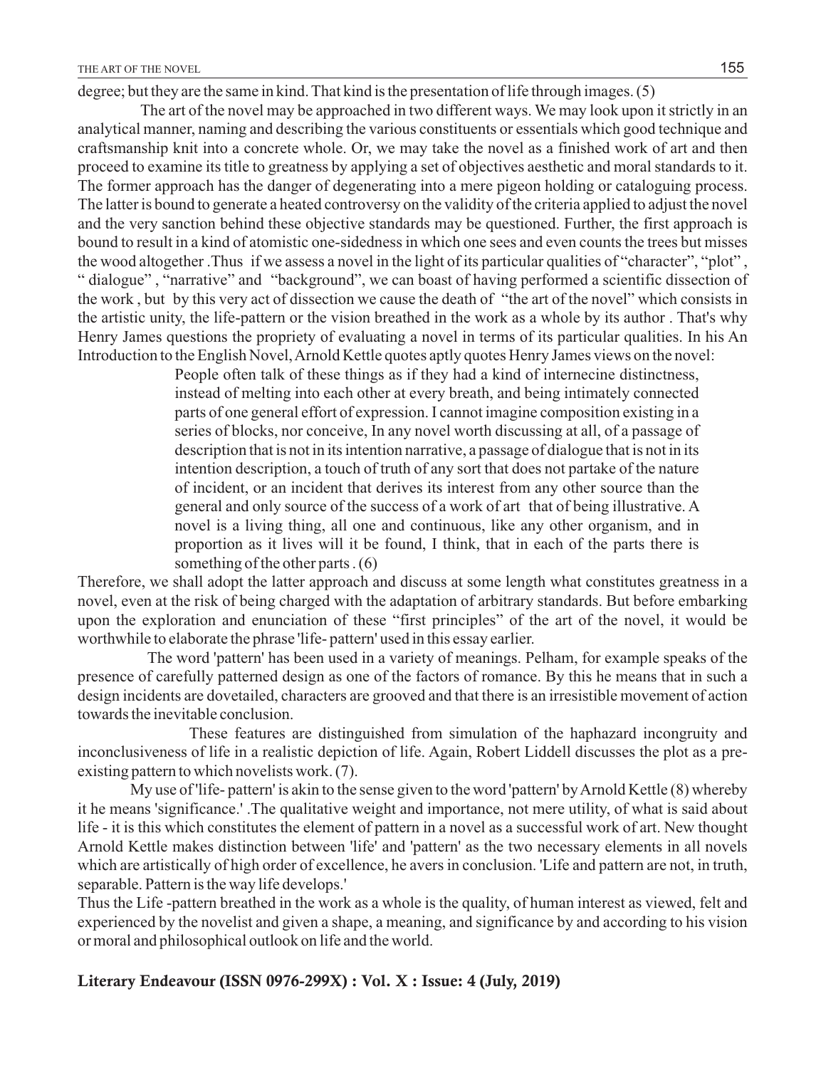degree; but they are the same in kind. That kind is the presentation of life through images. (5)

The art of the novel may be approached in two different ways. We may look upon it strictly in an analytical manner, naming and describing the various constituents or essentials which good technique and craftsmanship knit into a concrete whole. Or, we may take the novel as a finished work of art and then proceed to examine its title to greatness by applying a set of objectives aesthetic and moral standards to it. The former approach has the danger of degenerating into a mere pigeon holding or cataloguing process. The latter is bound to generate a heated controversy on the validity of the criteria applied to adjust the novel and the very sanction behind these objective standards may be questioned. Further, the first approach is bound to result in a kind of atomistic one-sidedness in which one sees and even counts the trees but misses the wood altogether .Thus if we assess a novel in the light of its particular qualities of "character", "plot" , " dialogue" , "narrative" and "background", we can boast of having performed a scientific dissection of the work , but by this very act of dissection we cause the death of "the art of the novel" which consists in the artistic unity, the life-pattern or the vision breathed in the work as a whole by its author . That's why Henry James questions the propriety of evaluating a novel in terms of its particular qualities. In his An Introduction to the English Novel, Arnold Kettle quotes aptly quotes Henry James views on the novel:

> People often talk of these things as if they had a kind of internecine distinctness, instead of melting into each other at every breath, and being intimately connected parts of one general effort of expression. I cannot imagine composition existing in a series of blocks, nor conceive, In any novel worth discussing at all, of a passage of description that is not in its intention narrative, a passage of dialogue that is not in its intention description, a touch of truth of any sort that does not partake of the nature of incident, or an incident that derives its interest from any other source than the general and only source of the success of a work of art that of being illustrative. A novel is a living thing, all one and continuous, like any other organism, and in proportion as it lives will it be found, I think, that in each of the parts there is something of the other parts . (6)

Therefore, we shall adopt the latter approach and discuss at some length what constitutes greatness in a novel, even at the risk of being charged with the adaptation of arbitrary standards. But before embarking upon the exploration and enunciation of these "first principles" of the art of the novel, it would be worthwhile to elaborate the phrase 'life- pattern' used in this essay earlier.

The word 'pattern' has been used in a variety of meanings. Pelham, for example speaks of the presence of carefully patterned design as one of the factors of romance. By this he means that in such a design incidents are dovetailed, characters are grooved and that there is an irresistible movement of action towards the inevitable conclusion.

These features are distinguished from simulation of the haphazard incongruity and inconclusiveness of life in a realistic depiction of life. Again, Robert Liddell discusses the plot as a pre-existing pattern to which novelists work. (7).

My use of 'life- pattern' is akin to the sense given to the word 'pattern' by Arnold Kettle (8) whereby it he means 'significance.' .The qualitative weight and importance, not mere utility, of what is said about life - it is this which constitutes the element of pattern in a novel as a successful work of art. New thought Arnold Kettle makes distinction between 'life' and 'pattern' as the two necessary elements in all novels which are artistically of high order of excellence, he avers in conclusion. 'Life and pattern are not, in truth, separable. Pattern is the way life develops.'

Thus the Life -pattern breathed in the work as a whole is the quality, of human interest as viewed, felt and experienced by the novelist and given a shape, a meaning, and significance by and according to his vision or moral and philosophical outlook on life and the world.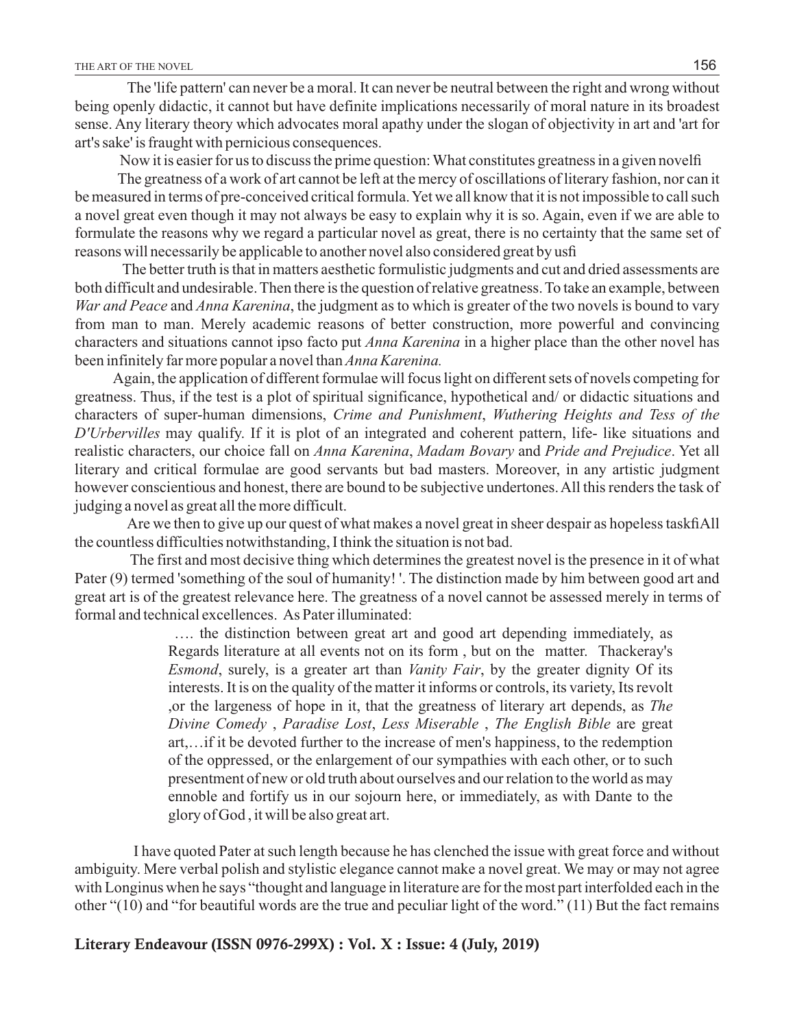The 'life pattern' can never be a moral. It can never be neutral between the right and wrong without being openly didactic, it cannot but have definite implications necessarily of moral nature in its broadest sense. Any literary theory which advocates moral apathy under the slogan of objectivity in art and 'art for art's sake' is fraught with pernicious consequences.

Now it is easier for us to discuss the prime question: What constitutes greatness in a given novelfi

The greatness of a work of art cannot be left at the mercy of oscillations of literary fashion, nor can it be measured in terms of pre-conceived critical formula. Yet we all know that it is not impossible to call such a novel great even though it may not always be easy to explain why it is so. Again, even if we are able to formulate the reasons why we regard a particular novel as great, there is no certainty that the same set of reasons will necessarily be applicable to another novel also considered great by usfi

The better truth is that in matters aesthetic formulistic judgments and cut and dried assessments are both difficult and undesirable. Then there is the question of relative greatness. To take an example, between *War and Peace* and *Anna Karenina*, the judgment as to which is greater of the two novels is bound to vary from man to man. Merely academic reasons of better construction, more powerful and convincing characters and situations cannot ipso facto put *Anna Karenina* in a higher place than the other novel has been infinitely far more popular a novel than *Anna Karenina.*

Again, the application of different formulae will focus light on different sets of novels competing for greatness. Thus, if the test is a plot of spiritual significance, hypothetical and/ or didactic situations and characters of super-human dimensions, *Crime and Punishment*, *Wuthering Heights and Tess of the D'Urbervilles* may qualify. If it is plot of an integrated and coherent pattern, life- like situations and realistic characters, our choice fall on *Anna Karenina*, *Madam Bovary* and *Pride and Prejudice*. Yet all literary and critical formulae are good servants but bad masters. Moreover, in any artistic judgment however conscientious and honest, there are bound to be subjective undertones. All this renders the task of judging a novel as great all the more difficult.

Are we then to give up our quest of what makes a novel great in sheer despair as hopeless taskfiAll the countless difficulties notwithstanding, I think the situation is not bad.

The first and most decisive thing which determines the greatest novel is the presence in it of what Pater (9) termed 'something of the soul of humanity! '. The distinction made by him between good art and great art is of the greatest relevance here. The greatness of a novel cannot be assessed merely in terms of formal and technical excellences. As Pater illuminated:

> …. the distinction between great art and good art depending immediately, as Regards literature at all events not on its form , but on the matter. Thackeray's *Esmond*, surely, is a greater art than *Vanity Fair*, by the greater dignity Of its interests. It is on the quality of the matter it informs or controls, its variety, Its revolt ,or the largeness of hope in it, that the greatness of literary art depends, as *The Divine Comedy* , *Paradise Lost*, *Less Miserable* , *The English Bible* are great art,…if it be devoted further to the increase of men's happiness, to the redemption of the oppressed, or the enlargement of our sympathies with each other, or to such presentment of new or old truth about ourselves and our relation to the world as may ennoble and fortify us in our sojourn here, or immediately, as with Dante to the glory of God , it will be also great art.

I have quoted Pater at such length because he has clenched the issue with great force and without ambiguity. Mere verbal polish and stylistic elegance cannot make a novel great. We may or may not agree with Longinus when he says "thought and language in literature are for the most part interfolded each in the other "(10) and "for beautiful words are the true and peculiar light of the word." (11) But the fact remains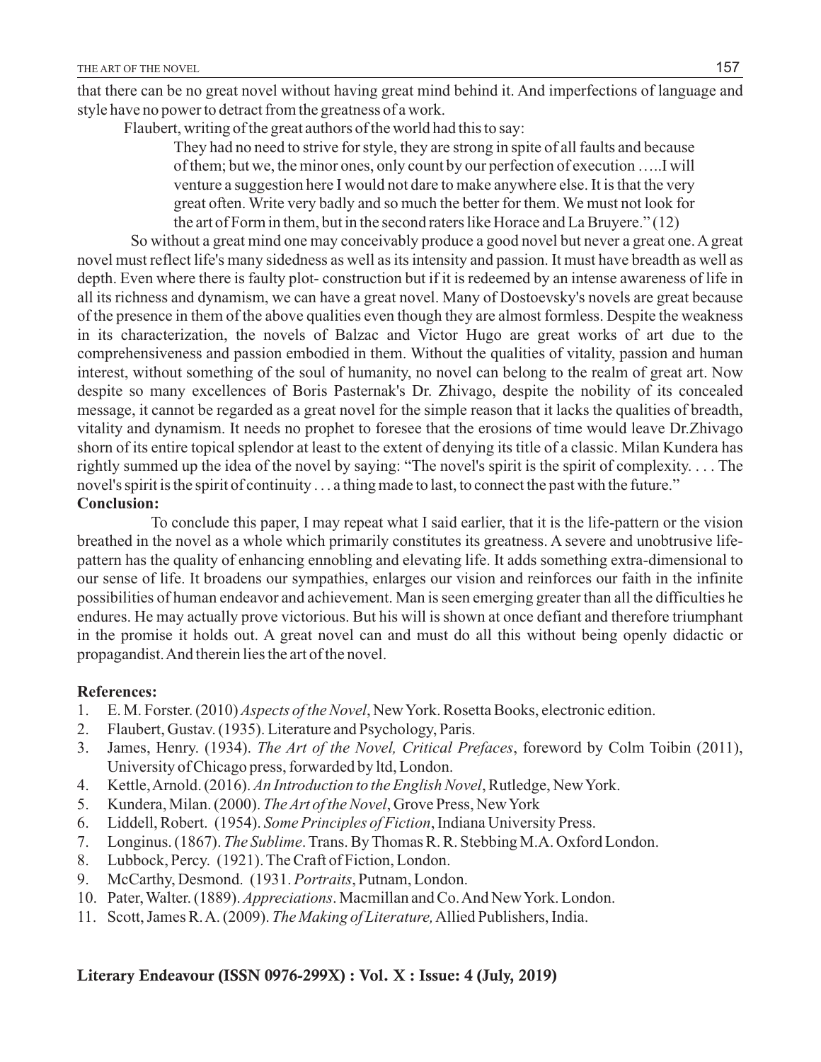that there can be no great novel without having great mind behind it. And imperfections of language and style have no power to detract from the greatness of a work.

Flaubert, writing of the great authors of the world had this to say:

> They had no need to strive for style, they are strong in spite of all faults and because of them; but we, the minor ones, only count by our perfection of execution …..I will venture a suggestion here I would not dare to make anywhere else. It is that the very great often. Write very badly and so much the better for them. We must not look for the art of Form in them, but in the second raters like Horace and La Bruyere." (12)

So without a great mind one may conceivably produce a good novel but never a great one. A great novel must reflect life's many sidedness as well as its intensity and passion. It must have breadth as well as depth. Even where there is faulty plot- construction but if it is redeemed by an intense awareness of life in all its richness and dynamism, we can have a great novel. Many of Dostoevsky's novels are great because of the presence in them of the above qualities even though they are almost formless. Despite the weakness in its characterization, the novels of Balzac and Victor Hugo are great works of art due to the comprehensiveness and passion embodied in them. Without the qualities of vitality, passion and human interest, without something of the soul of humanity, no novel can belong to the realm of great art. Now despite so many excellences of Boris Pasternak's Dr. Zhivago, despite the nobility of its concealed message, it cannot be regarded as a great novel for the simple reason that it lacks the qualities of breadth, vitality and dynamism. It needs no prophet to foresee that the erosions of time would leave Dr.Zhivago shorn of its entire topical splendor at least to the extent of denying its title of a classic. Milan Kundera has rightly summed up the idea of the novel by saying: "The novel's spirit is the spirit of complexity. . . . The novel's spirit is the spirit of continuity . . . a thing made to last, to connect the past with the future."

**Conclusion:**

To conclude this paper, I may repeat what I said earlier, that it is the life-pattern or the vision breathed in the novel as a whole which primarily constitutes its greatness. A severe and unobtrusive life-pattern has the quality of enhancing ennobling and elevating life. It adds something extra-dimensional to our sense of life. It broadens our sympathies, enlarges our vision and reinforces our faith in the infinite possibilities of human endeavor and achievement. Man is seen emerging greater than all the difficulties he endures. He may actually prove victorious. But his will is shown at once defiant and therefore triumphant in the promise it holds out. A great novel can and must do all this without being openly didactic or propagandist. And therein lies the art of the novel.

**References:**

1. E. M. Forster. (2010) *Aspects of the Novel*, New York. Rosetta Books, electronic edition.
2. Flaubert, Gustav. (1935). Literature and Psychology, Paris.
3. James, Henry. (1934). *The Art of the Novel, Critical Prefaces*, foreword by Colm Toibin (2011), University of Chicago press, forwarded by ltd, London.
4. Kettle, Arnold. (2016). *An Introduction to the English Novel*, Rutledge, New York.
5. Kundera, Milan. (2000). *The Art of the Novel*, Grove Press, New York
6. Liddell, Robert. (1954). *Some Principles of Fiction*, Indiana University Press.
7. Longinus. (1867). *The Sublime*. Trans. By Thomas R. R. Stebbing M.A. Oxford London.
8. Lubbock, Percy. (1921). The Craft of Fiction, London.
9. McCarthy, Desmond. (1931. *Portraits*, Putnam, London.
10. Pater, Walter. (1889). *Appreciations*. Macmillan and Co. And New York. London.
11. Scott, James R. A. (2009). *The Making of Literature,* Allied Publishers, India.